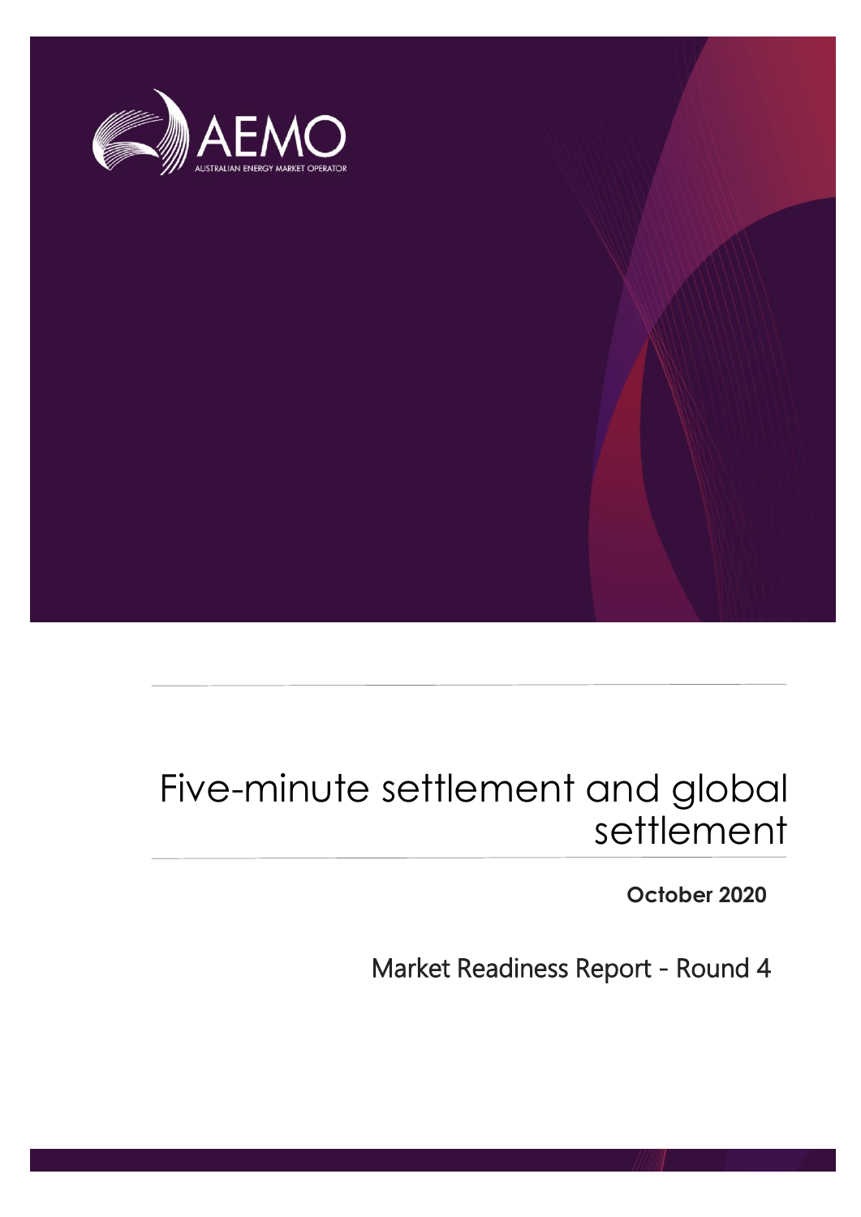AEMO

AUSTRALIAN ENERGY MARKET OPERATOR

# Five-minute settlement and global settlement

**October 2020**

Market Readiness Report - Round 4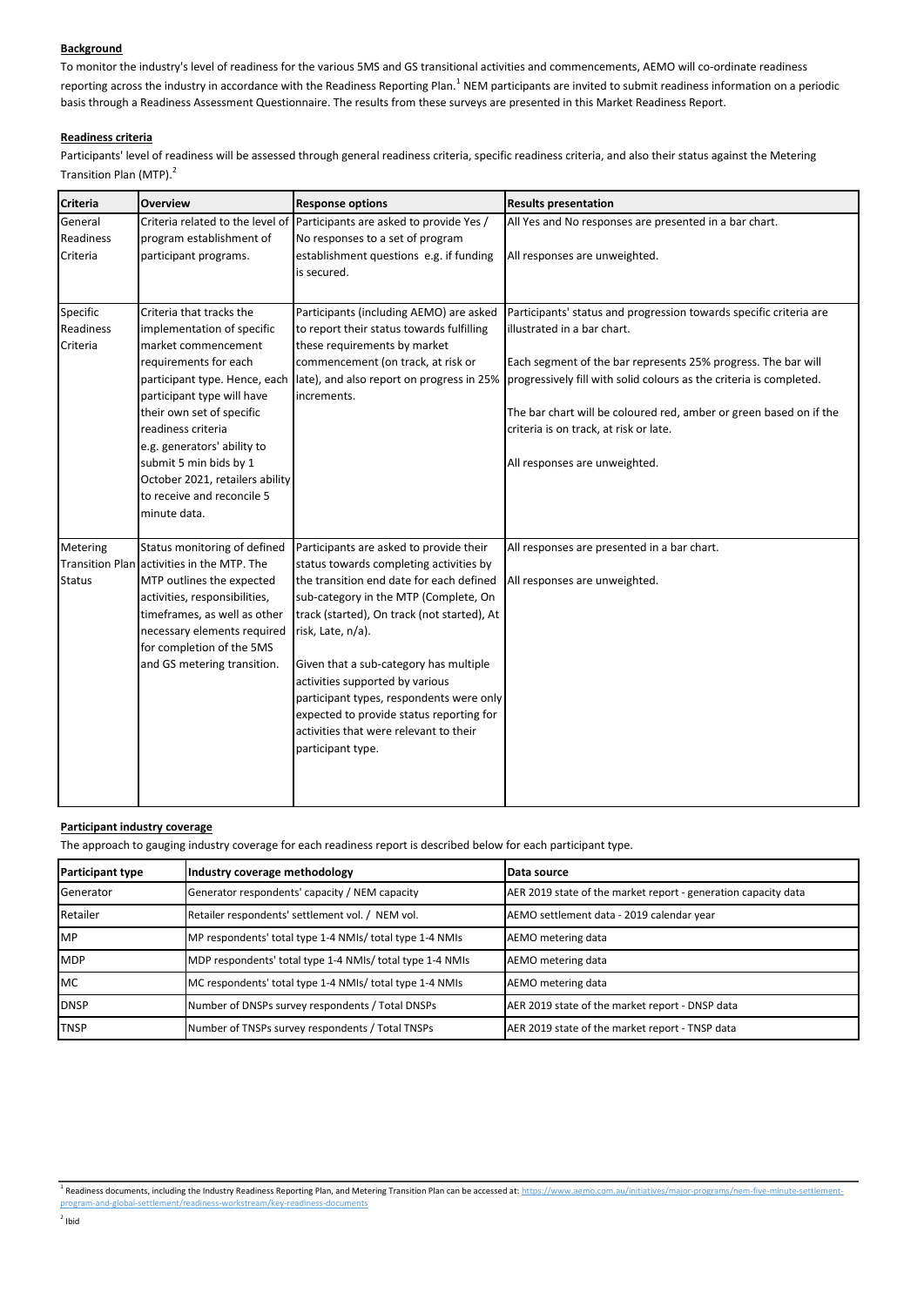**Background**

To monitor the industry's level of readiness for the various 5MS and GS transitional activities and commencements, AEMO will co-ordinate readiness reporting across the industry in accordance with the Readiness Reporting Plan.[1] NEM participants are invited to submit readiness information on a periodic basis through a Readiness Assessment Questionnaire. The results from these surveys are presented in this Market Readiness Report.

**Readiness criteria**

Participants' level of readiness will be assessed through general readiness criteria, specific readiness criteria, and also their status against the Metering Transition Plan (MTP).[2]

| Criteria | Overview | Response options | Results presentation |
|---|---|---|---|
| General Readiness Criteria | Criteria related to the level of program establishment of participant programs. | Participants are asked to provide Yes / No responses to a set of program establishment questions e.g. if funding is secured. | All Yes and No responses are presented in a bar chart.<br><br>All responses are unweighted. |
| Specific Readiness Criteria | Criteria that tracks the implementation of specific market commencement requirements for each participant type. Hence, each participant type will have their own set of specific readiness criteria e.g. generators' ability to submit 5 min bids by 1 October 2021, retailers ability to receive and reconcile 5 minute data. | Participants (including AEMO) are asked to report their status towards fulfilling these requirements by market commencement (on track, at risk or late), and also report on progress in 25% increments. | Participants' status and progression towards specific criteria are illustrated in a bar chart.<br><br>Each segment of the bar represents 25% progress. The bar will progressively fill with solid colours as the criteria is completed.<br><br>The bar chart will be coloured red, amber or green based on if the criteria is on track, at risk or late.<br><br>All responses are unweighted. |
| Metering Transition Plan Status | Status monitoring of defined activities in the MTP. The MTP outlines the expected activities, responsibilities, timeframes, as well as other necessary elements required for completion of the 5MS and GS metering transition. | Participants are asked to provide their status towards completing activities by the transition end date for each defined sub-category in the MTP (Complete, On track (started), On track (not started), At risk, Late, n/a).<br><br>Given that a sub-category has multiple activities supported by various participant types, respondents were only expected to provide status reporting for activities that were relevant to their participant type. | All responses are presented in a bar chart.<br><br>All responses are unweighted. |

**Participant industry coverage**

The approach to gauging industry coverage for each readiness report is described below for each participant type.

| Participant type | Industry coverage methodology | Data source |
|---|---|---|
| Generator | Generator respondents' capacity / NEM capacity | AER 2019 state of the market report - generation capacity data |
| Retailer | Retailer respondents' settlement vol. / NEM vol. | AEMO settlement data - 2019 calendar year |
| MP | MP respondents' total type 1-4 NMIs/ total type 1-4 NMIs | AEMO metering data |
| MDP | MDP respondents' total type 1-4 NMIs/ total type 1-4 NMIs | AEMO metering data |
| MC | MC respondents' total type 1-4 NMIs/ total type 1-4 NMIs | AEMO metering data |
| DNSP | Number of DNSPs survey respondents / Total DNSPs | AER 2019 state of the market report - DNSP data |
| TNSP | Number of TNSPs survey respondents / Total TNSPs | AER 2019 state of the market report - TNSP data |

[1] Readiness documents, including the Industry Readiness Reporting Plan, and Metering Transition Plan can be accessed at: https://www.aemo.com.au/initiatives/major-programs/nem-five-minute-settlement-program-and-global-settlement/readiness-workstream/key-readiness-documents

[2] Ibid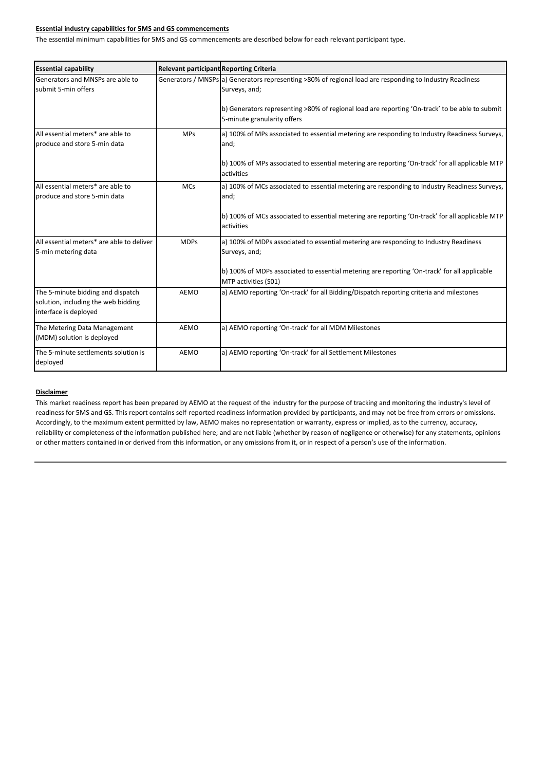**Essential industry capabilities for 5MS and GS commencements**

The essential minimum capabilities for 5MS and GS commencements are described below for each relevant participant type.

| Essential capability | Relevant participant | Reporting Criteria |
|---|---|---|
| Generators and MNSPs are able to submit 5-min offers | Generators / MNSPs | a) Generators representing >80% of regional load are responding to Industry Readiness Surveys, and;<br><br>b) Generators representing >80% of regional load are reporting 'On-track' to be able to submit 5-minute granularity offers |
| All essential meters* are able to produce and store 5-min data | MPs | a) 100% of MPs associated to essential metering are responding to Industry Readiness Surveys, and;<br><br>b) 100% of MPs associated to essential metering are reporting 'On-track' for all applicable MTP activities |
| All essential meters* are able to produce and store 5-min data | MCs | a) 100% of MCs associated to essential metering are responding to Industry Readiness Surveys, and;<br><br>b) 100% of MCs associated to essential metering are reporting 'On-track' for all applicable MTP activities |
| All essential meters* are able to deliver 5-min metering data | MDPs | a) 100% of MDPs associated to essential metering are responding to Industry Readiness Surveys, and;<br><br>b) 100% of MDPs associated to essential metering are reporting 'On-track' for all applicable MTP activities (S01) |
| The 5-minute bidding and dispatch solution, including the web bidding interface is deployed | AEMO | a) AEMO reporting 'On-track' for all Bidding/Dispatch reporting criteria and milestones |
| The Metering Data Management (MDM) solution is deployed | AEMO | a) AEMO reporting 'On-track' for all MDM Milestones |
| The 5-minute settlements solution is deployed | AEMO | a) AEMO reporting 'On-track' for all Settlement Milestones |

**Disclaimer**

This market readiness report has been prepared by AEMO at the request of the industry for the purpose of tracking and monitoring the industry's level of readiness for 5MS and GS. This report contains self-reported readiness information provided by participants, and may not be free from errors or omissions. Accordingly, to the maximum extent permitted by law, AEMO makes no representation or warranty, express or implied, as to the currency, accuracy, reliability or completeness of the information published here; and are not liable (whether by reason of negligence or otherwise) for any statements, opinions or other matters contained in or derived from this information, or any omissions from it, or in respect of a person's use of the information.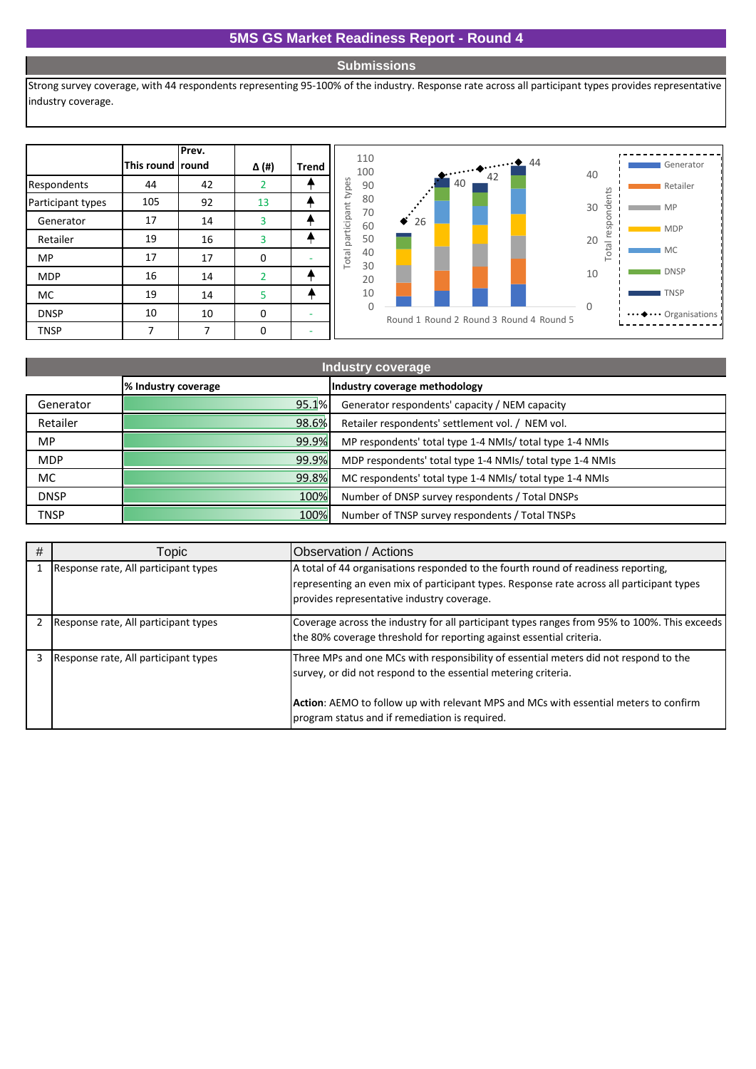# 5MS GS Market Readiness Report - Round 4

## Submissions

Strong survey coverage, with 44 respondents representing 95-100% of the industry. Response rate across all participant types provides representative industry coverage.

| | This round | Prev. round | Δ (#) | Trend |
|---|---|---|---|---|
| Respondents | 44 | 42 | 2 | ▲ |
| Participant types | 105 | 92 | 13 | ▲ |
| Generator | 17 | 14 | 3 | ▲ |
| Retailer | 19 | 16 | 3 | ▲ |
| MP | 17 | 17 | 0 | - |
| MDP | 16 | 14 | 2 | ▲ |
| MC | 19 | 14 | 5 | ▲ |
| DNSP | 10 | 10 | 0 | - |
| TNSP | 7 | 7 | 0 | - |

## Industry coverage

| | % Industry coverage | Industry coverage methodology |
|---|---|---|
| Generator | 95.1% | Generator respondents' capacity / NEM capacity |
| Retailer | 98.6% | Retailer respondents' settlement vol. / NEM vol. |
| MP | 99.9% | MP respondents' total type 1-4 NMIs/ total type 1-4 NMIs |
| MDP | 99.9% | MDP respondents' total type 1-4 NMIs/ total type 1-4 NMIs |
| MC | 99.8% | MC respondents' total type 1-4 NMIs/ total type 1-4 NMIs |
| DNSP | 100% | Number of DNSP survey respondents / Total DNSPs |
| TNSP | 100% | Number of TNSP survey respondents / Total TNSPs |

| # | Topic | Observation / Actions |
|---|---|---|
| 1 | Response rate, All participant types | A total of 44 organisations responded to the fourth round of readiness reporting, representing an even mix of participant types. Response rate across all participant types provides representative industry coverage. |
| 2 | Response rate, All participant types | Coverage across the industry for all participant types ranges from 95% to 100%. This exceeds the 80% coverage threshold for reporting against essential criteria. |
| 3 | Response rate, All participant types | Three MPs and one MCs with responsibility of essential meters did not respond to the survey, or did not respond to the essential metering criteria.<br><br>**Action**: AEMO to follow up with relevant MPS and MCs with essential meters to confirm program status and if remediation is required. |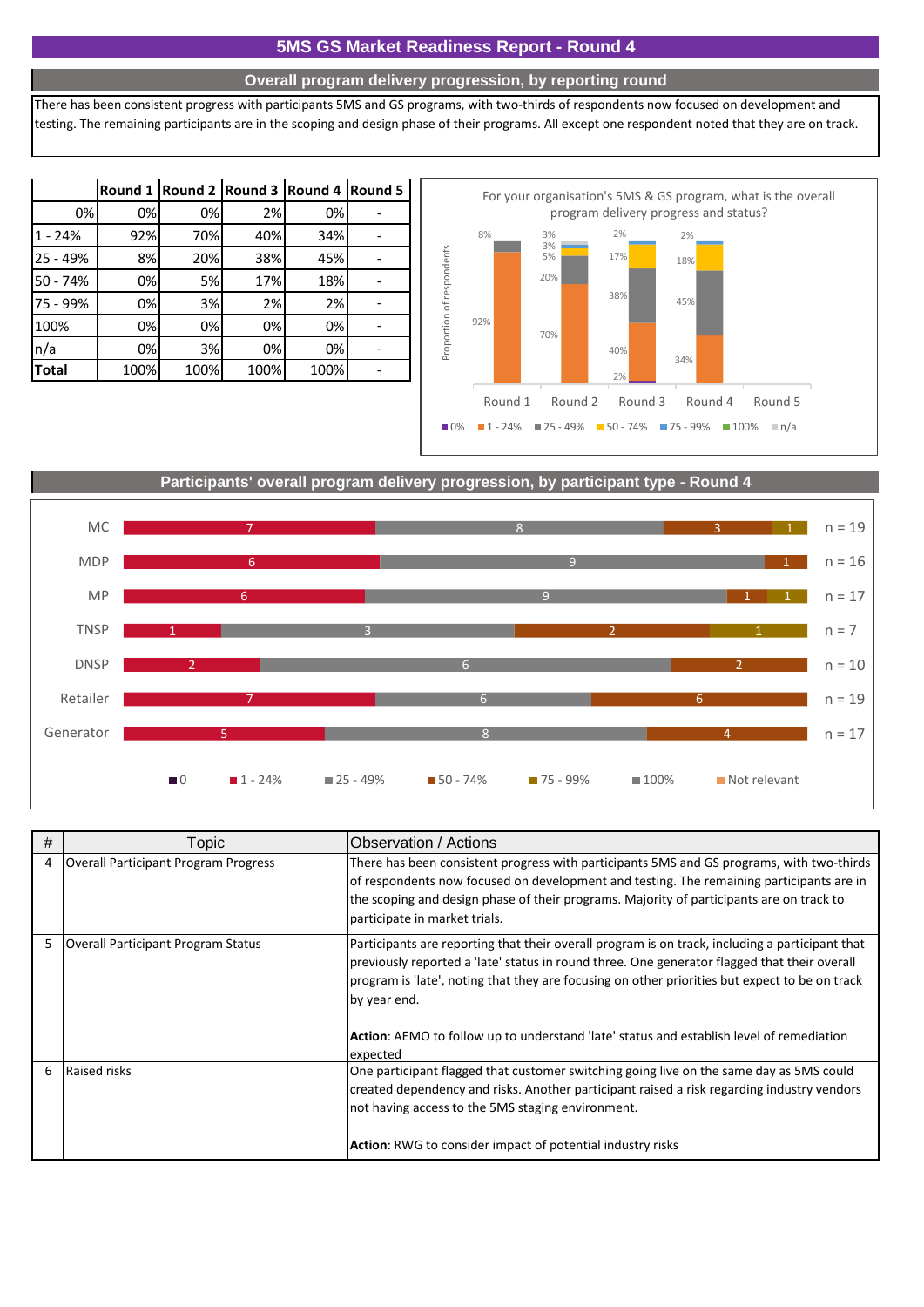# 5MS GS Market Readiness Report - Round 4

## Overall program delivery progression, by reporting round

There has been consistent progress with participants 5MS and GS programs, with two-thirds of respondents now focused on development and testing. The remaining participants are in the scoping and design phase of their programs. All except one respondent noted that they are on track.

| | Round 1 | Round 2 | Round 3 | Round 4 | Round 5 |
|---|---|---|---|---|---|
| 0% | 0% | 0% | 2% | 0% | - |
| 1 - 24% | 92% | 70% | 40% | 34% | - |
| 25 - 49% | 8% | 20% | 38% | 45% | - |
| 50 - 74% | 0% | 5% | 17% | 18% | - |
| 75 - 99% | 0% | 3% | 2% | 2% | - |
| 100% | 0% | 0% | 0% | 0% | - |
| n/a | 0% | 3% | 0% | 0% | - |
| **Total** | 100% | 100% | 100% | 100% | - |

For your organisation's 5MS & GS program, what is the overall program delivery progress and status?

## Participants' overall program delivery progression, by participant type - Round 4

| Participant type | 0 | 1 - 24% | 25 - 49% | 50 - 74% | 75 - 99% | 100% | Not relevant | n |
|---|---|---|---|---|---|---|---|---|
| MC | | 7 | 8 | 3 | 1 | | | n = 19 |
| MDP | | 6 | 9 | 1 | | | | n = 16 |
| MP | | 6 | 9 | 1 | 1 | | | n = 17 |
| TNSP | | 1 | 3 | 2 | 1 | | | n = 7 |
| DNSP | | 2 | 6 | 2 | | | | n = 10 |
| Retailer | | 7 | 6 | 6 | | | | n = 19 |
| Generator | | 5 | 8 | 4 | | | | n = 17 |

| # | Topic | Observation / Actions |
|---|---|---|
| 4 | Overall Participant Program Progress | There has been consistent progress with participants 5MS and GS programs, with two-thirds of respondents now focused on development and testing. The remaining participants are in the scoping and design phase of their programs. Majority of participants are on track to participate in market trials. |
| 5 | Overall Participant Program Status | Participants are reporting that their overall program is on track, including a participant that previously reported a 'late' status in round three. One generator flagged that their overall program is 'late', noting that they are focusing on other priorities but expect to be on track by year end.<br><br>**Action**: AEMO to follow up to understand 'late' status and establish level of remediation expected |
| 6 | Raised risks | One participant flagged that customer switching going live on the same day as 5MS could created dependency and risks. Another participant raised a risk regarding industry vendors not having access to the 5MS staging environment.<br><br>**Action**: RWG to consider impact of potential industry risks |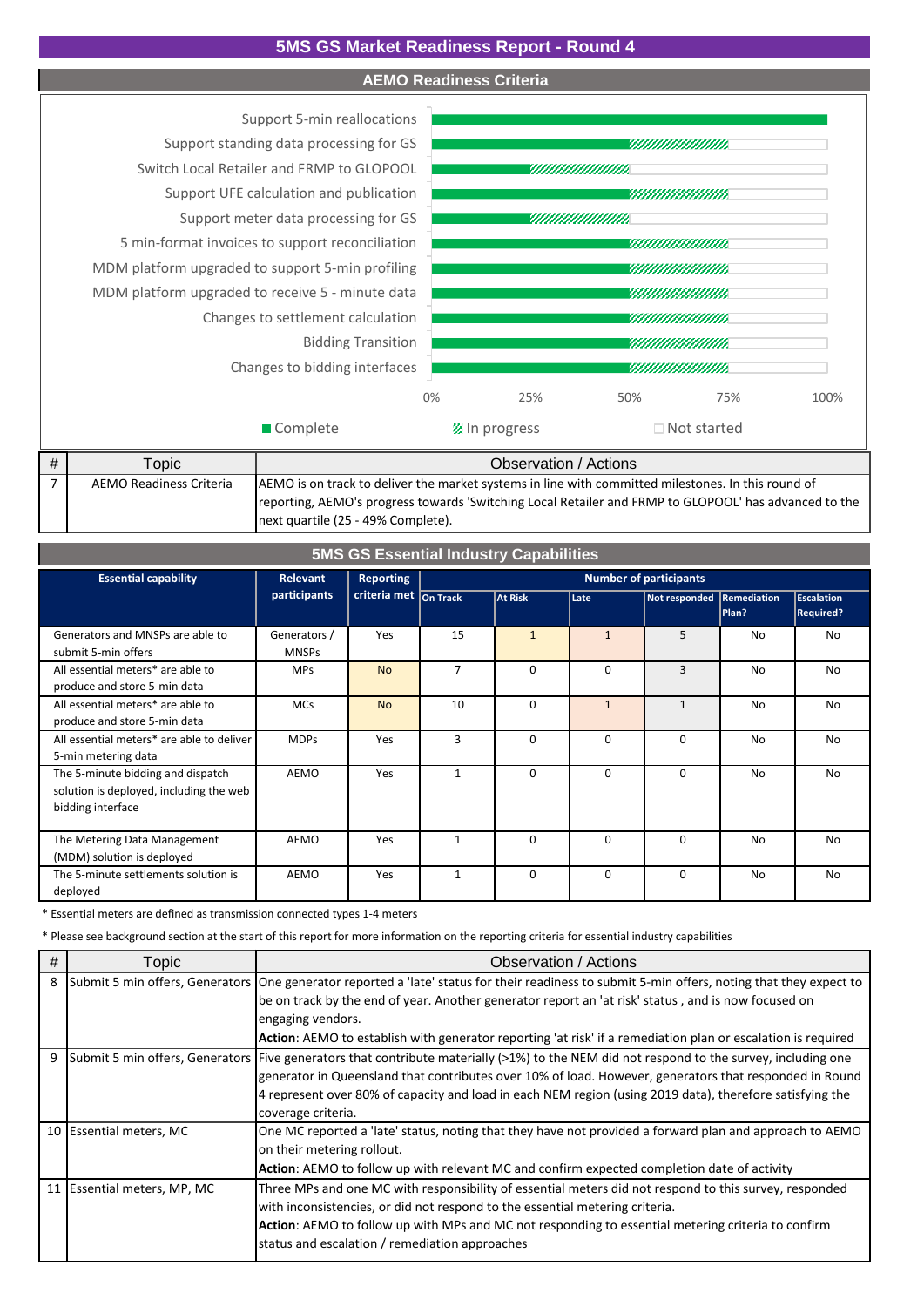# 5MS GS Market Readiness Report - Round 4

## AEMO Readiness Criteria

Support 5-min reallocations
Support standing data processing for GS
Switch Local Retailer and FRMP to GLOPOOL
Support UFE calculation and publication
Support meter data processing for GS
5 min-format invoices to support reconciliation
MDM platform upgraded to support 5-min profiling
MDM platform upgraded to receive 5 - minute data
Changes to settlement calculation
Bidding Transition
Changes to bidding interfaces

0% 25% 50% 75% 100%

Complete | In progress | Not started

| # | Topic | Observation / Actions |
|---|---|---|
| 7 | AEMO Readiness Criteria | AEMO is on track to deliver the market systems in line with committed milestones. In this round of reporting, AEMO's progress towards 'Switching Local Retailer and FRMP to GLOPOOL' has advanced to the next quartile (25 - 49% Complete). |

## 5MS GS Essential Industry Capabilities

| Essential capability | Relevant participants | Reporting criteria met | Number of participants | | | | | |
|---|---|---|---|---|---|---|---|---|
| | | | On Track | At Risk | Late | Not responded | Remediation Plan? | Escalation Required? |
| Generators and MNSPs are able to submit 5-min offers | Generators / MNSPs | Yes | 15 | 1 | 1 | 5 | No | No |
| All essential meters* are able to produce and store 5-min data | MPs | No | 7 | 0 | 0 | 3 | No | No |
| All essential meters* are able to produce and store 5-min data | MCs | No | 10 | 0 | 1 | 1 | No | No |
| All essential meters* are able to deliver 5-min metering data | MDPs | Yes | 3 | 0 | 0 | 0 | No | No |
| The 5-minute bidding and dispatch solution is deployed, including the web bidding interface | AEMO | Yes | 1 | 0 | 0 | 0 | No | No |
| The Metering Data Management (MDM) solution is deployed | AEMO | Yes | 1 | 0 | 0 | 0 | No | No |
| The 5-minute settlements solution is deployed | AEMO | Yes | 1 | 0 | 0 | 0 | No | No |

\* Essential meters are defined as transmission connected types 1-4 meters

\* Please see background section at the start of this report for more information on the reporting criteria for essential industry capabilities

| # | Topic | Observation / Actions |
|---|---|---|
| 8 | Submit 5 min offers, Generators | One generator reported a 'late' status for their readiness to submit 5-min offers, noting that they expect to be on track by the end of year. Another generator report an 'at risk' status , and is now focused on engaging vendors.<br>**Action**: AEMO to establish with generator reporting 'at risk' if a remediation plan or escalation is required |
| 9 | Submit 5 min offers, Generators | Five generators that contribute materially (>1%) to the NEM did not respond to the survey, including one generator in Queensland that contributes over 10% of load. However, generators that responded in Round 4 represent over 80% of capacity and load in each NEM region (using 2019 data), therefore satisfying the coverage criteria. |
| 10 | Essential meters, MC | One MC reported a 'late' status, noting that they have not provided a forward plan and approach to AEMO on their metering rollout.<br>**Action**: AEMO to follow up with relevant MC and confirm expected completion date of activity |
| 11 | Essential meters, MP, MC | Three MPs and one MC with responsibility of essential meters did not respond to this survey, responded with inconsistencies, or did not respond to the essential metering criteria.<br>**Action**: AEMO to follow up with MPs and MC not responding to essential metering criteria to confirm status and escalation / remediation approaches |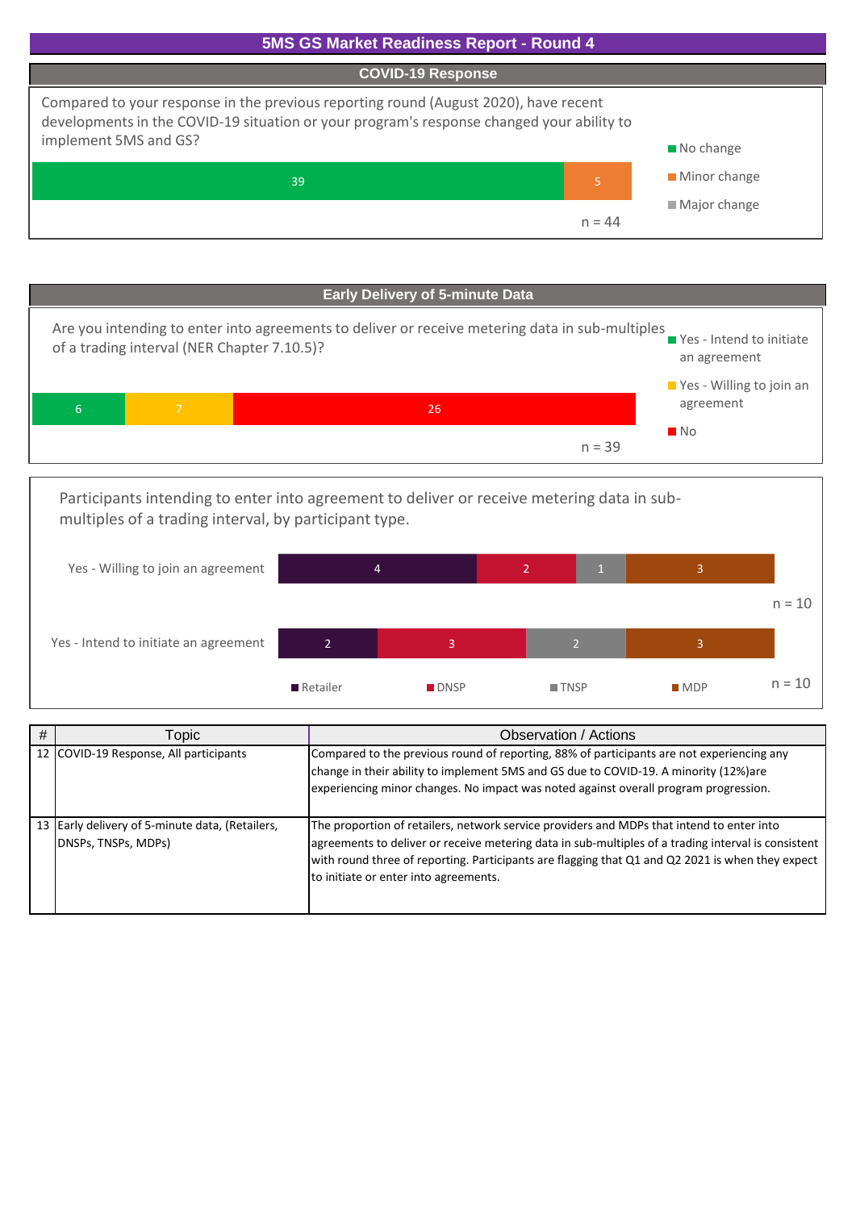# 5MS GS Market Readiness Report - Round 4

## COVID-19 Response

Compared to your response in the previous reporting round (August 2020), have recent developments in the COVID-19 situation or your program's response changed your ability to implement 5MS and GS?

| Response | Count |
|---|---|
| No change | 39 |
| Minor change | 5 |
| Major change | |

n = 44

## Early Delivery of 5-minute Data

Are you intending to enter into agreements to deliver or receive metering data in sub-multiples of a trading interval (NER Chapter 7.10.5)?

| Response | Count |
|---|---|
| Yes - Intend to initiate an agreement | 6 |
| Yes - Willing to join an agreement | 7 |
| No | 26 |

n = 39

Participants intending to enter into agreement to deliver or receive metering data in sub-multiples of a trading interval, by participant type.

| | Retailer | DNSP | TNSP | MDP | n |
|---|---|---|---|---|---|
| Yes - Willing to join an agreement | 4 | 2 | 1 | 3 | 10 |
| Yes - Intend to initiate an agreement | 2 | 3 | 2 | 3 | 10 |

| # | Topic | Observation / Actions |
|---|---|---|
| 12 | COVID-19 Response, All participants | Compared to the previous round of reporting, 88% of participants are not experiencing any change in their ability to implement 5MS and GS due to COVID-19. A minority (12%)are experiencing minor changes. No impact was noted against overall program progression. |
| 13 | Early delivery of 5-minute data, (Retailers, DNSPs, TNSPs, MDPs) | The proportion of retailers, network service providers and MDPs that intend to enter into agreements to deliver or receive metering data in sub-multiples of a trading interval is consistent with round three of reporting. Participants are flagging that Q1 and Q2 2021 is when they expect to initiate or enter into agreements. |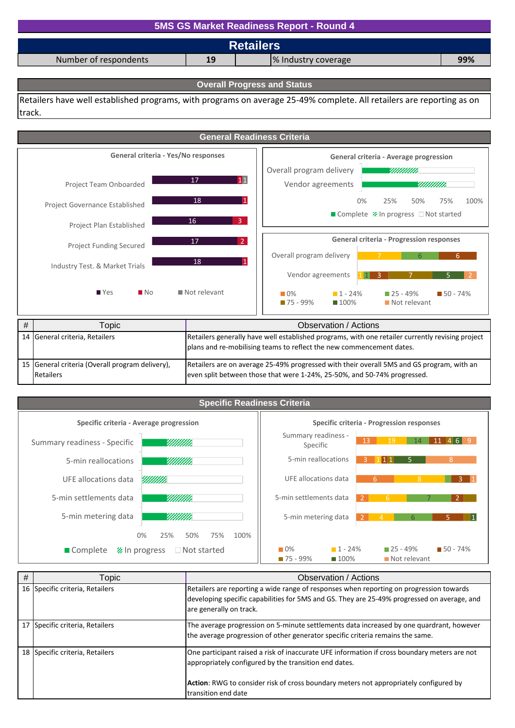# 5MS GS Market Readiness Report - Round 4

## Retailers

| Number of respondents | 19 | | % Industry coverage | 99% |
|---|---|---|---|---|

### Overall Progress and Status

Retailers have well established programs, with programs on average 25-49% complete. All retailers are reporting as on track.

### General Readiness Criteria

**General criteria - Yes/No responses**

| Criteria | Yes | No | Not relevant |
|---|---|---|---|
| Project Team Onboarded | 17 | 1 | 1 |
| Project Governance Established | 18 | 1 | |
| Project Plan Established | 16 | 3 | |
| Project Funding Secured | 17 | 2 | |
| Industry Test. & Market Trials | 18 | 1 | |

**General criteria - Average progression**

Overall program delivery; Vendor agreements (0%–100%; Complete, In progress, Not started)

**General criteria - Progression responses**

| Criteria | 0% | 1 - 24% | 25 - 49% | 50 - 74% | 75 - 99% | 100% | Not relevant |
|---|---|---|---|---|---|---|---|
| Overall program delivery | | 7 | 6 | 6 | | | |
| Vendor agreements | | 1 | 1 | 3 | 7 | 5 | 2 |

| # | Topic | Observation / Actions |
|---|---|---|
| 14 | General criteria, Retailers | Retailers generally have well established programs, with one retailer currently revising project plans and re-mobilising teams to reflect the new commencement dates. |
| 15 | General criteria (Overall program delivery), Retailers | Retailers are on average 25-49% progressed with their overall 5MS and GS program, with an even split between those that were 1-24%, 25-50%, and 50-74% progressed. |

### Specific Readiness Criteria

**Specific criteria - Average progression**

Summary readiness - Specific; 5-min reallocations; UFE allocations data; 5-min settlements data; 5-min metering data (0%–100%; Complete, In progress, Not started)

**Specific criteria - Progression responses**

| Criteria | 0% | 1 - 24% | 25 - 49% | 50 - 74% | 75 - 99% | 100% | Not relevant |
|---|---|---|---|---|---|---|---|
| Summary readiness - Specific | 13 | 19 | 14 | 11 | 4 | 6 | 9 |
| 5-min reallocations | 3 | 1 | | 1 | 1 | 5 | 8 |
| UFE allocations data | 6 | 8 | 1 | 3 | | | 1 |
| 5-min settlements data | 2 | 6 | 7 | 2 | 1 | | |
| 5-min metering data | 2 | 4 | 6 | 5 | 1 | 1 | |

| # | Topic | Observation / Actions |
|---|---|---|
| 16 | Specific criteria, Retailers | Retailers are reporting a wide range of responses when reporting on progression towards developing specific capabilities for 5MS and GS. They are 25-49% progressed on average, and are generally on track. |
| 17 | Specific criteria, Retailers | The average progression on 5-minute settlements data increased by one quardrant, however the average progression of other generator specific criteria remains the same. |
| 18 | Specific criteria, Retailers | One participant raised a risk of inaccurate UFE information if cross boundary meters are not appropriately configured by the transition end dates.<br><br>**Action**: RWG to consider risk of cross boundary meters not appropriately configured by transition end date |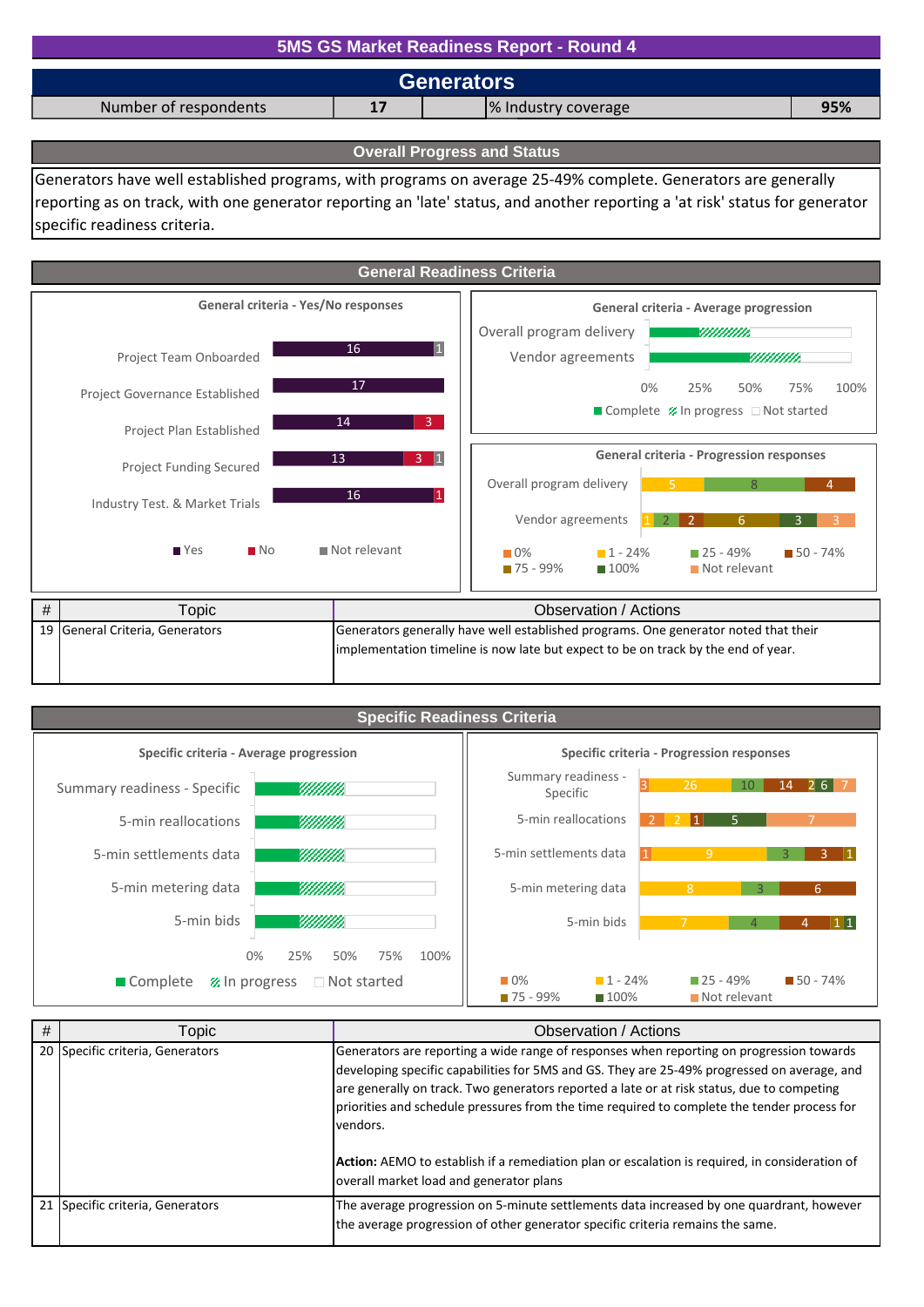# 5MS GS Market Readiness Report - Round 4

## Generators

| Number of respondents | 17 | | % Industry coverage | 95% |
|---|---|---|---|---|

### Overall Progress and Status

Generators have well established programs, with programs on average 25-49% complete. Generators are generally reporting as on track, with one generator reporting an 'late' status, and another reporting a 'at risk' status for generator specific readiness criteria.

### General Readiness Criteria

**General criteria - Yes/No responses**

| Criteria | Yes | No | Not relevant |
|---|---|---|---|
| Project Team Onboarded | 16 | | 1 |
| Project Governance Established | 17 | | |
| Project Plan Established | 14 | 3 | |
| Project Funding Secured | 13 | 3 | 1 |
| Industry Test. & Market Trials | 16 | 1 | |

**General criteria - Average progression**

Overall program delivery; Vendor agreements (0% – 100%; Complete / In progress / Not started)

**General criteria - Progression responses**

| Criteria | 0% | 1 - 24% | 25 - 49% | 50 - 74% | 75 - 99% | 100% | Not relevant |
|---|---|---|---|---|---|---|---|
| Overall program delivery | | 5 | 8 | 4 | | | |
| Vendor agreements | | 1 | 2 | 2 | 6 | 3 | 3 |

| # | Topic | Observation / Actions |
|---|---|---|
| 19 | General Criteria, Generators | Generators generally have well established programs. One generator noted that their implementation timeline is now late but expect to be on track by the end of year. |

### Specific Readiness Criteria

**Specific criteria - Average progression**

Summary readiness - Specific; 5-min reallocations; 5-min settlements data; 5-min metering data; 5-min bids (0% – 100%; Complete / In progress / Not started)

**Specific criteria - Progression responses**

| Criteria | 0% | 1 - 24% | 25 - 49% | 50 - 74% | 75 - 99% | 100% | Not relevant |
|---|---|---|---|---|---|---|---|
| Summary readiness - Specific | 3 | 26 | 10 | 14 | 2 | 6 | 7 |
| 5-min reallocations | 2 | 2 | | 1 | | 5 | 7 |
| 5-min settlements data | 1 | 9 | 3 | 3 | 1 | | |
| 5-min metering data | | 8 | 3 | 6 | | | |
| 5-min bids | | 7 | 4 | 4 | 1 | 1 | |

| # | Topic | Observation / Actions |
|---|---|---|
| 20 | Specific criteria, Generators | Generators are reporting a wide range of responses when reporting on progression towards developing specific capabilities for 5MS and GS. They are 25-49% progressed on average, and are generally on track. Two generators reported a late or at risk status, due to competing priorities and schedule pressures from the time required to complete the tender process for vendors. <br><br> **Action:** AEMO to establish if a remediation plan or escalation is required, in consideration of overall market load and generator plans |
| 21 | Specific criteria, Generators | The average progression on 5-minute settlements data increased by one quardrant, however the average progression of other generator specific criteria remains the same. |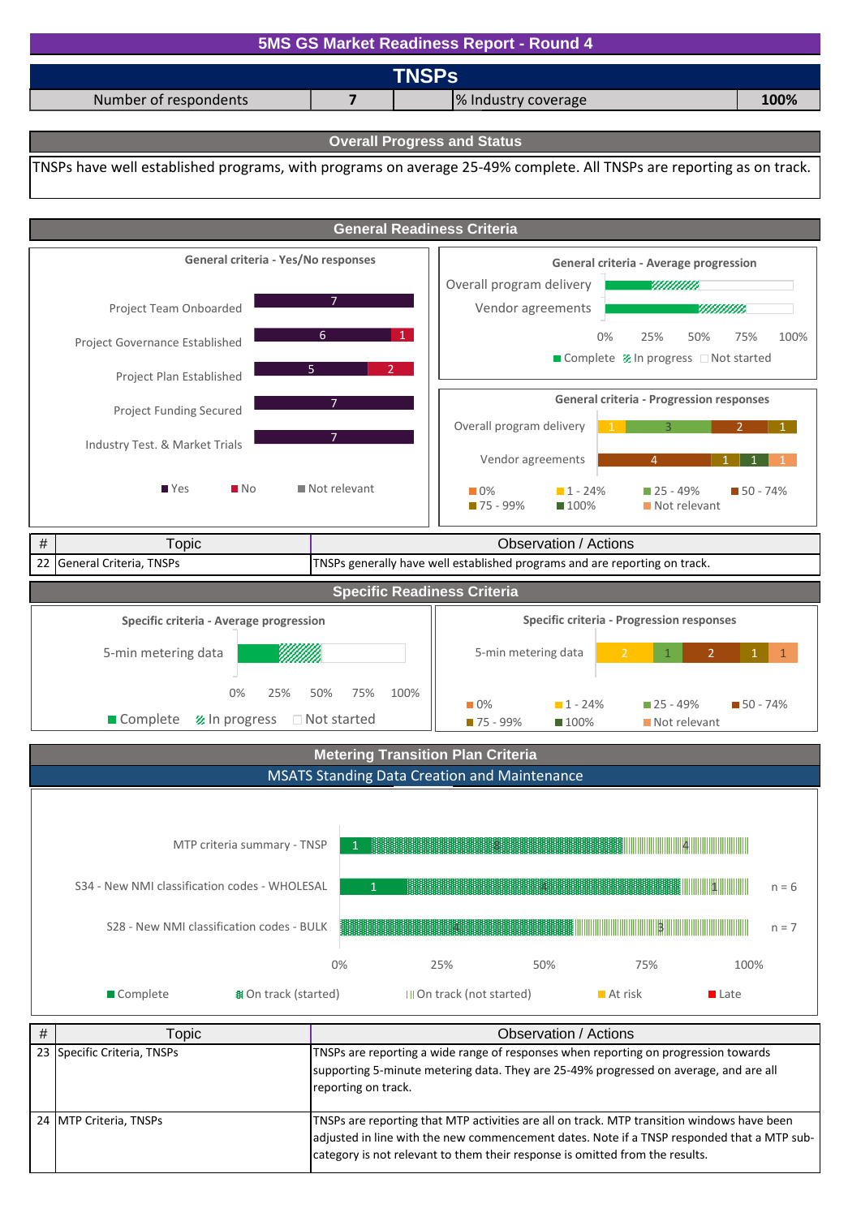# 5MS GS Market Readiness Report - Round 4

## TNSPs

| Number of respondents | 7 | | % Industry coverage | 100% |
|---|---|---|---|---|

### Overall Progress and Status

TNSPs have well established programs, with programs on average 25-49% complete. All TNSPs are reporting as on track.

### General Readiness Criteria

**General criteria - Yes/No responses**

| Criteria | Yes | No | Not relevant |
|---|---|---|---|
| Project Team Onboarded | 7 | | |
| Project Governance Established | 6 | 1 | |
| Project Plan Established | 5 | 2 | |
| Project Funding Secured | 7 | | |
| Industry Test. & Market Trials | 7 | | |

**General criteria - Average progression**

Overall program delivery; Vendor agreements (Complete / In progress / Not started; 0% – 100%)

**General criteria - Progression responses**

| Criteria | 0% | 1 - 24% | 25 - 49% | 50 - 74% | 75 - 99% | 100% | Not relevant |
|---|---|---|---|---|---|---|---|
| Overall program delivery | | 1 | 3 | 2 | 1 | | |
| Vendor agreements | | | | 4 | 1 | 1 | 1 |

| # | Topic | Observation / Actions |
|---|---|---|
| 22 | General Criteria, TNSPs | TNSPs generally have well established programs and are reporting on track. |

### Specific Readiness Criteria

**Specific criteria - Average progression**

5-min metering data (Complete / In progress / Not started; 0% – 100%)

**Specific criteria - Progression responses**

| Criteria | 0% | 1 - 24% | 25 - 49% | 50 - 74% | 75 - 99% | 100% | Not relevant |
|---|---|---|---|---|---|---|---|
| 5-min metering data | | 2 | 1 | 2 | 1 | | 1 |

### Metering Transition Plan Criteria

#### MSATS Standing Data Creation and Maintenance

| Criteria | Complete | On track (started) | On track (not started) | At risk | Late | n |
|---|---|---|---|---|---|---|
| MTP criteria summary - TNSP | 1 | 8 | 4 | | | |
| S34 - New NMI classification codes - WHOLESAL | 1 | 4 | 1 | | | n = 6 |
| S28 - New NMI classification codes - BULK | | 4 | 3 | | | n = 7 |

| # | Topic | Observation / Actions |
|---|---|---|
| 23 | Specific Criteria, TNSPs | TNSPs are reporting a wide range of responses when reporting on progression towards supporting 5-minute metering data. They are 25-49% progressed on average, and are all reporting on track. |
| 24 | MTP Criteria, TNSPs | TNSPs are reporting that MTP activities are all on track. MTP transition windows have been adjusted in line with the new commencement dates. Note if a TNSP responded that a MTP sub-category is not relevant to them their response is omitted from the results. |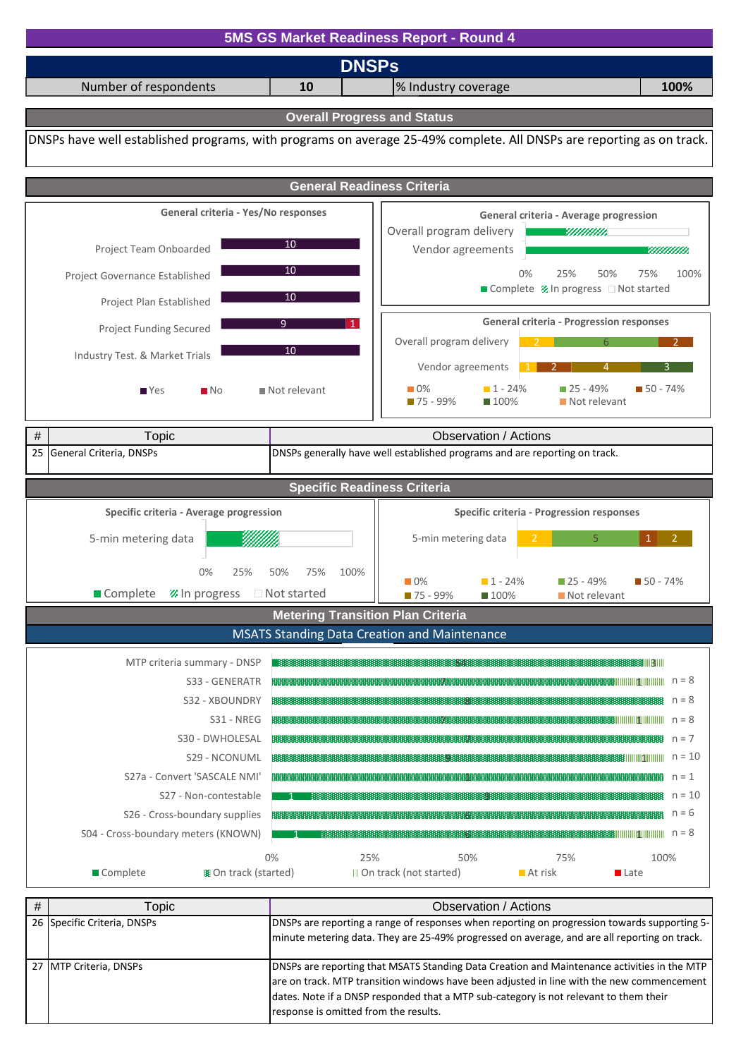# 5MS GS Market Readiness Report - Round 4

## DNSPs

| Number of respondents | 10 | % Industry coverage | 100% |
|---|---|---|---|

### Overall Progress and Status

DNSPs have well established programs, with programs on average 25-49% complete. All DNSPs are reporting as on track.

### General Readiness Criteria

**General criteria - Yes/No responses**

| Criteria | Yes | No | Not relevant |
|---|---|---|---|
| Project Team Onboarded | 10 | | |
| Project Governance Established | 10 | | |
| Project Plan Established | 10 | | |
| Project Funding Secured | 9 | 1 | |
| Industry Test. & Market Trials | 10 | | |

**General criteria - Average progression**

Overall program delivery; Vendor agreements (0%–100%; Complete / In progress / Not started)

**General criteria - Progression responses**

| Criteria | 0% | 1 - 24% | 25 - 49% | 50 - 74% | 75 - 99% | 100% | Not relevant |
|---|---|---|---|---|---|---|---|
| Overall program delivery | | 2 | 6 | 2 | | | |
| Vendor agreements | | 1 | | 2 | 4 | 3 | |

| # | Topic | Observation / Actions |
|---|---|---|
| 25 | General Criteria, DNSPs | DNSPs generally have well established programs and are reporting on track. |

### Specific Readiness Criteria

**Specific criteria - Average progression**

5-min metering data (0%–100%; Complete / In progress / Not started)

**Specific criteria - Progression responses**

| Criteria | 0% | 1 - 24% | 25 - 49% | 50 - 74% | 75 - 99% | 100% | Not relevant |
|---|---|---|---|---|---|---|---|
| 5-min metering data | | 2 | 5 | 1 | 2 | | |

### Metering Transition Plan Criteria

#### MSATS Standing Data Creation and Maintenance

| Criteria | Complete | On track (started) | On track (not started) | At risk | Late | n |
|---|---|---|---|---|---|---|
| MTP criteria summary - DNSP | | 54 | 3 | | | |
| S33 - GENERATR | | 7 | 1 | | | n = 8 |
| S32 - XBOUNDRY | | 8 | | | | n = 8 |
| S31 - NREG | | 7 | 1 | | | n = 8 |
| S30 - DWHOLESAL | | 7 | | | | n = 7 |
| S29 - NCONUML | | 9 | 1 | | | n = 10 |
| S27a - Convert 'SASCALE NMI' | | 1 | | | | n = 1 |
| S27 - Non-contestable | 1 | 9 | | | | n = 10 |
| S26 - Cross-boundary supplies | | 6 | | | | n = 6 |
| S04 - Cross-boundary meters (KNOWN) | 1 | 6 | 1 | | | n = 8 |

| # | Topic | Observation / Actions |
|---|---|---|
| 26 | Specific Criteria, DNSPs | DNSPs are reporting a range of responses when reporting on progression towards supporting 5-minute metering data. They are 25-49% progressed on average, and are all reporting on track. |
| 27 | MTP Criteria, DNSPs | DNSPs are reporting that MSATS Standing Data Creation and Maintenance activities in the MTP are on track. MTP transition windows have been adjusted in line with the new commencement dates. Note if a DNSP responded that a MTP sub-category is not relevant to them their response is omitted from the results. |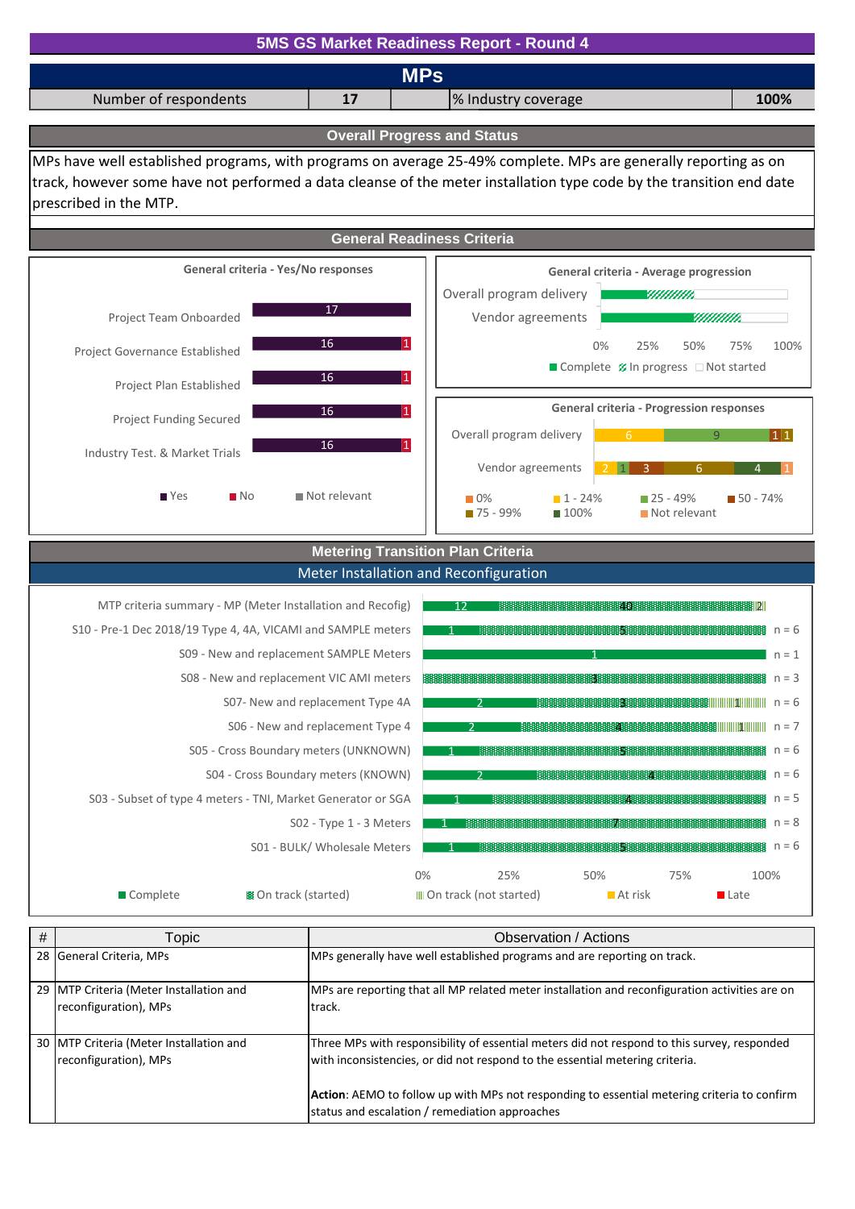# 5MS GS Market Readiness Report - Round 4

## MPs

| Number of respondents | 17 | % Industry coverage | 100% |
|---|---|---|---|

## Overall Progress and Status

MPs have well established programs, with programs on average 25-49% complete. MPs are generally reporting as on track, however some have not performed a data cleanse of the meter installation type code by the transition end date prescribed in the MTP.

## General Readiness Criteria

**General criteria - Yes/No responses**

| Criteria | Yes | No | Not relevant |
|---|---|---|---|
| Project Team Onboarded | 17 | | |
| Project Governance Established | 16 | 1 | |
| Project Plan Established | 16 | 1 | |
| Project Funding Secured | 16 | 1 | |
| Industry Test. & Market Trials | 16 | 1 | |

**General criteria - Average progression**

Overall program delivery; Vendor agreements (Complete / In progress / Not started; 0%–100%)

**General criteria - Progression responses**

| Criteria | 0% | 1 - 24% | 25 - 49% | 50 - 74% | 75 - 99% | 100% | Not relevant |
|---|---|---|---|---|---|---|---|
| Overall program delivery | | 6 | 9 | 1 | | 1 | |
| Vendor agreements | | 2 | 1 | 3 | 6 | 4 | 1 |

## Metering Transition Plan Criteria

### Meter Installation and Reconfiguration

| Criteria | Complete | On track (started) | On track (not started) | At risk | Late | n |
|---|---|---|---|---|---|---|
| MTP criteria summary - MP (Meter Installation and Recofig) | 12 | 40 | 2 | | | |
| S10 - Pre-1 Dec 2018/19 Type 4, 4A, VICAMI and SAMPLE meters | 1 | 5 | | | | n = 6 |
| S09 - New and replacement SAMPLE Meters | 1 | | | | | n = 1 |
| S08 - New and replacement VIC AMI meters | | 3 | | | | n = 3 |
| S07- New and replacement Type 4A | 2 | 3 | 1 | | | n = 6 |
| S06 - New and replacement Type 4 | 2 | 4 | 1 | | | n = 7 |
| S05 - Cross Boundary meters (UNKNOWN) | 1 | 5 | | | | n = 6 |
| S04 - Cross Boundary meters (KNOWN) | 2 | 4 | | | | n = 6 |
| S03 - Subset of type 4 meters - TNI, Market Generator or SGA | 1 | 4 | | | | n = 5 |
| S02 - Type 1 - 3 Meters | 1 | 7 | | | | n = 8 |
| S01 - BULK/ Wholesale Meters | 1 | 5 | | | | n = 6 |

| # | Topic | Observation / Actions |
|---|---|---|
| 28 | General Criteria, MPs | MPs generally have well established programs and are reporting on track. |
| 29 | MTP Criteria (Meter Installation and reconfiguration), MPs | MPs are reporting that all MP related meter installation and reconfiguration activities are on track. |
| 30 | MTP Criteria (Meter Installation and reconfiguration), MPs | Three MPs with responsibility of essential meters did not respond to this survey, responded with inconsistencies, or did not respond to the essential metering criteria.<br><br>**Action**: AEMO to follow up with MPs not responding to essential metering criteria to confirm status and escalation / remediation approaches |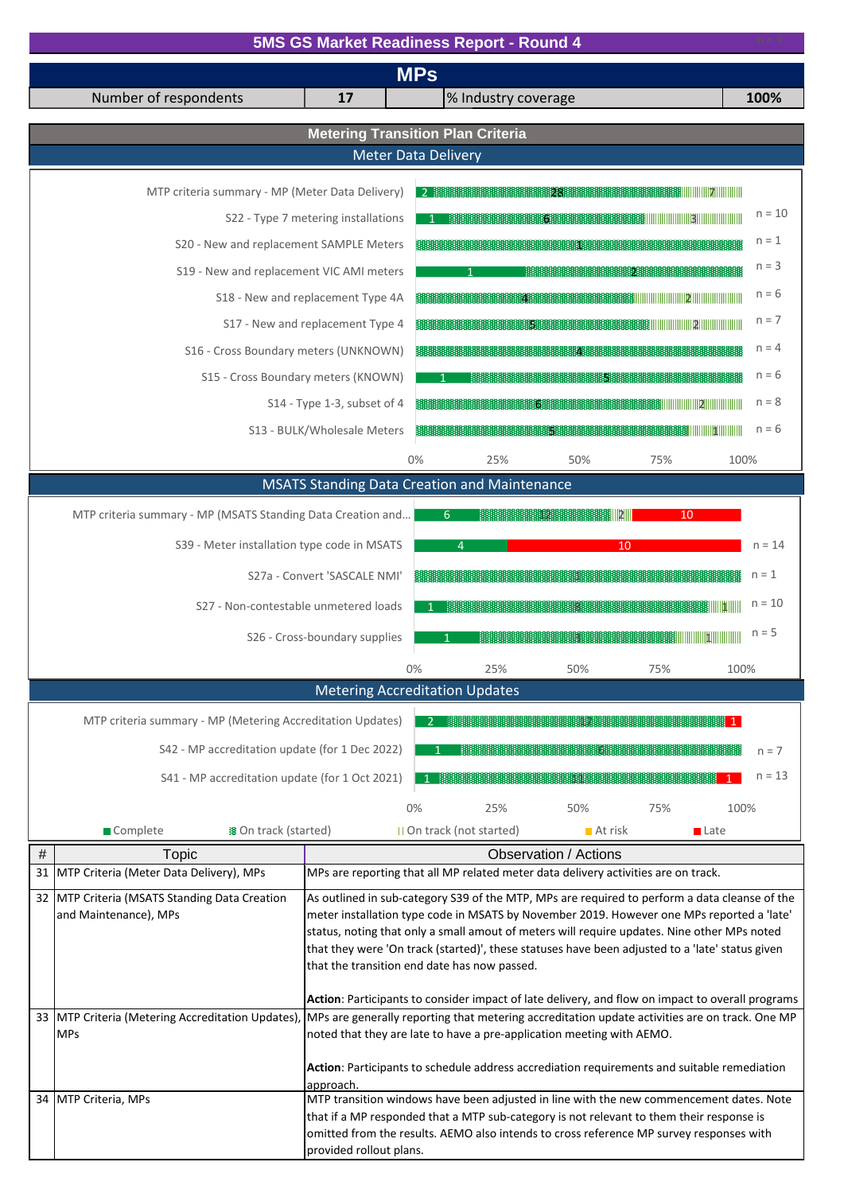# 5MS GS Market Readiness Report - Round 4

## MPs

| Number of respondents | 17 | % Industry coverage | 100% |
|---|---|---|---|

## Metering Transition Plan Criteria

### Meter Data Delivery

| Criteria | Complete | On track (started) | On track (not started) | At risk | Late | n |
|---|---|---|---|---|---|---|
| MTP criteria summary - MP (Meter Data Delivery) | 2 | 28 | 7 | | | |
| S22 - Type 7 metering installations | 1 | 6 | 3 | | | n = 10 |
| S20 - New and replacement SAMPLE Meters | | 1 | | | | n = 1 |
| S19 - New and replacement VIC AMI meters | 1 | 2 | | | | n = 3 |
| S18 - New and replacement Type 4A | | 4 | 2 | | | n = 6 |
| S17 - New and replacement Type 4 | | 5 | 2 | | | n = 7 |
| S16 - Cross Boundary meters (UNKNOWN) | | 4 | | | | n = 4 |
| S15 - Cross Boundary meters (KNOWN) | 1 | 5 | | | | n = 6 |
| S14 - Type 1-3, subset of 4 | | 6 | 2 | | | n = 8 |
| S13 - BULK/Wholesale Meters | | 5 | 1 | | | n = 6 |

### MSATS Standing Data Creation and Maintenance

| Criteria | Complete | On track (started) | On track (not started) | At risk | Late | n |
|---|---|---|---|---|---|---|
| MTP criteria summary - MP (MSATS Standing Data Creation and... | 6 | 12 | 2 | | 10 | |
| S39 - Meter installation type code in MSATS | 4 | | | | 10 | n = 14 |
| S27a - Convert 'SASCALE NMI' | | 1 | | | | n = 1 |
| S27 - Non-contestable unmetered loads | 1 | 8 | 1 | | | n = 10 |
| S26 - Cross-boundary supplies | 1 | 3 | 1 | | | n = 5 |

### Metering Accreditation Updates

| Criteria | Complete | On track (started) | On track (not started) | At risk | Late | n |
|---|---|---|---|---|---|---|
| MTP criteria summary - MP (Metering Accreditation Updates) | 2 | 17 | | | 1 | |
| S42 - MP accreditation update (for 1 Dec 2022) | 1 | 6 | | | | n = 7 |
| S41 - MP accreditation update (for 1 Oct 2021) | 1 | 11 | | | 1 | n = 13 |

| # | Topic | Observation / Actions |
|---|---|---|
| 31 | MTP Criteria (Meter Data Delivery), MPs | MPs are reporting that all MP related meter data delivery activities are on track. |
| 32 | MTP Criteria (MSATS Standing Data Creation and Maintenance), MPs | As outlined in sub-category S39 of the MTP, MPs are required to perform a data cleanse of the meter installation type code in MSATS by November 2019. However one MPs reported a 'late' status, noting that only a small amout of meters will require updates. Nine other MPs noted that they were 'On track (started)', these statuses have been adjusted to a 'late' status given that the transition end date has now passed.<br><br>**Action**: Participants to consider impact of late delivery, and flow on impact to overall programs |
| 33 | MTP Criteria (Metering Accreditation Updates), MPs | MPs are generally reporting that metering accreditation update activities are on track. One MP noted that they are late to have a pre-application meeting with AEMO.<br><br>**Action**: Participants to schedule address accrediation requirements and suitable remediation approach. |
| 34 | MTP Criteria, MPs | MTP transition windows have been adjusted in line with the new commencement dates. Note that if a MP responded that a MTP sub-category is not relevant to them their response is omitted from the results. AEMO also intends to cross reference MP survey responses with provided rollout plans. |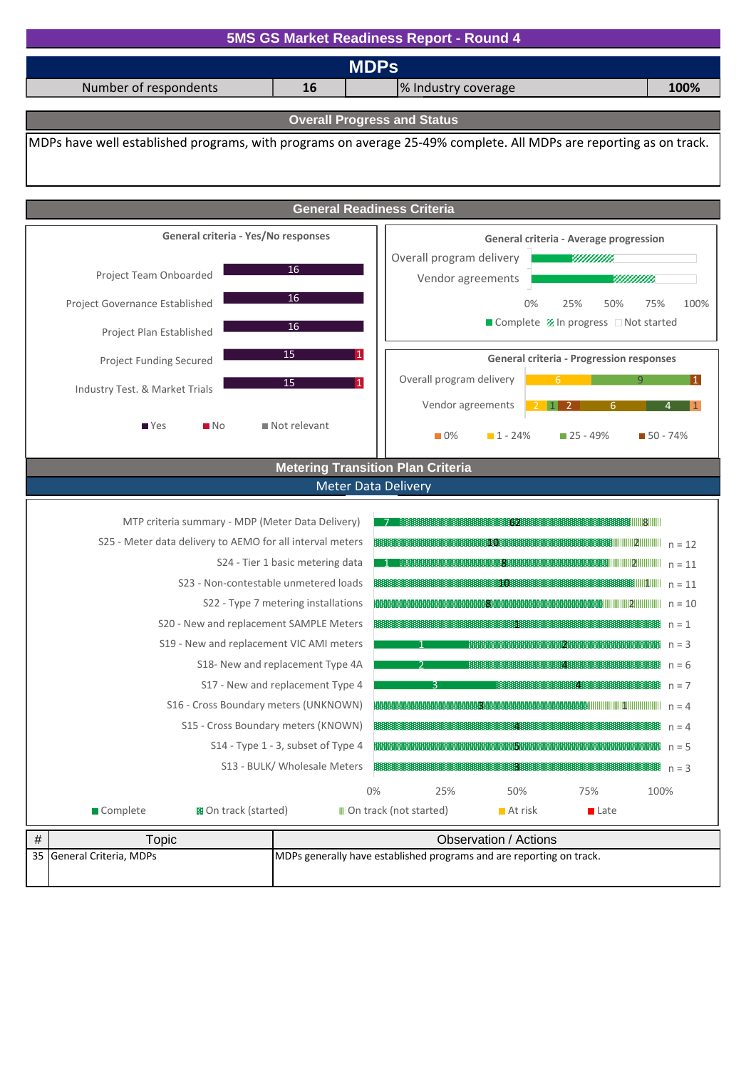# 5MS GS Market Readiness Report - Round 4

## MDPs

| Number of respondents | 16 | % Industry coverage | 100% |
|---|---|---|---|

## Overall Progress and Status

MDPs have well established programs, with programs on average 25-49% complete. All MDPs are reporting as on track.

## General Readiness Criteria

**General criteria - Yes/No responses**

| Criteria | Yes | No | Not relevant |
|---|---|---|---|
| Project Team Onboarded | 16 | | |
| Project Governance Established | 16 | | |
| Project Plan Established | 16 | | |
| Project Funding Secured | 15 | 1 | |
| Industry Test. & Market Trials | 15 | 1 | |

**General criteria - Average progression**

Categories: Overall program delivery, Vendor agreements

Axis: 0%, 25%, 50%, 75%, 100%

Legend: Complete, In progress, Not started

**General criteria - Progression responses**

| Criteria | 0% | 1 - 24% | 25 - 49% | 50 - 74% | | |
|---|---|---|---|---|---|---|
| Overall program delivery | | 6 | 9 | 1 | | |
| Vendor agreements | 2 | 1 | 2 | 6 | 4 | 1 |

## Metering Transition Plan Criteria

### Meter Data Delivery

| Criteria | Complete | On track (started) | On track (not started) | At risk | Late | n |
|---|---|---|---|---|---|---|
| MTP criteria summary - MDP (Meter Data Delivery) | 7 | 62 | 8 | | | |
| S25 - Meter data delivery to AEMO for all interval meters | | 10 | 2 | | | n = 12 |
| S24 - Tier 1 basic metering data | 1 | 8 | 2 | | | n = 11 |
| S23 - Non-contestable unmetered loads | | 10 | 1 | | | n = 11 |
| S22 - Type 7 metering installations | | 8 | 2 | | | n = 10 |
| S20 - New and replacement SAMPLE Meters | | 1 | | | | n = 1 |
| S19 - New and replacement VIC AMI meters | 1 | 2 | | | | n = 3 |
| S18- New and replacement Type 4A | 2 | 4 | | | | n = 6 |
| S17 - New and replacement Type 4 | 3 | 4 | | | | n = 7 |
| S16 - Cross Boundary meters (UNKNOWN) | | 3 | 1 | | | n = 4 |
| S15 - Cross Boundary meters (KNOWN) | | 4 | | | | n = 4 |
| S14 - Type 1 - 3, subset of Type 4 | | 5 | | | | n = 5 |
| S13 - BULK/ Wholesale Meters | | 3 | | | | n = 3 |

| # | Topic | Observation / Actions |
|---|---|---|
| 35 | General Criteria, MDPs | MDPs generally have established programs and are reporting on track. |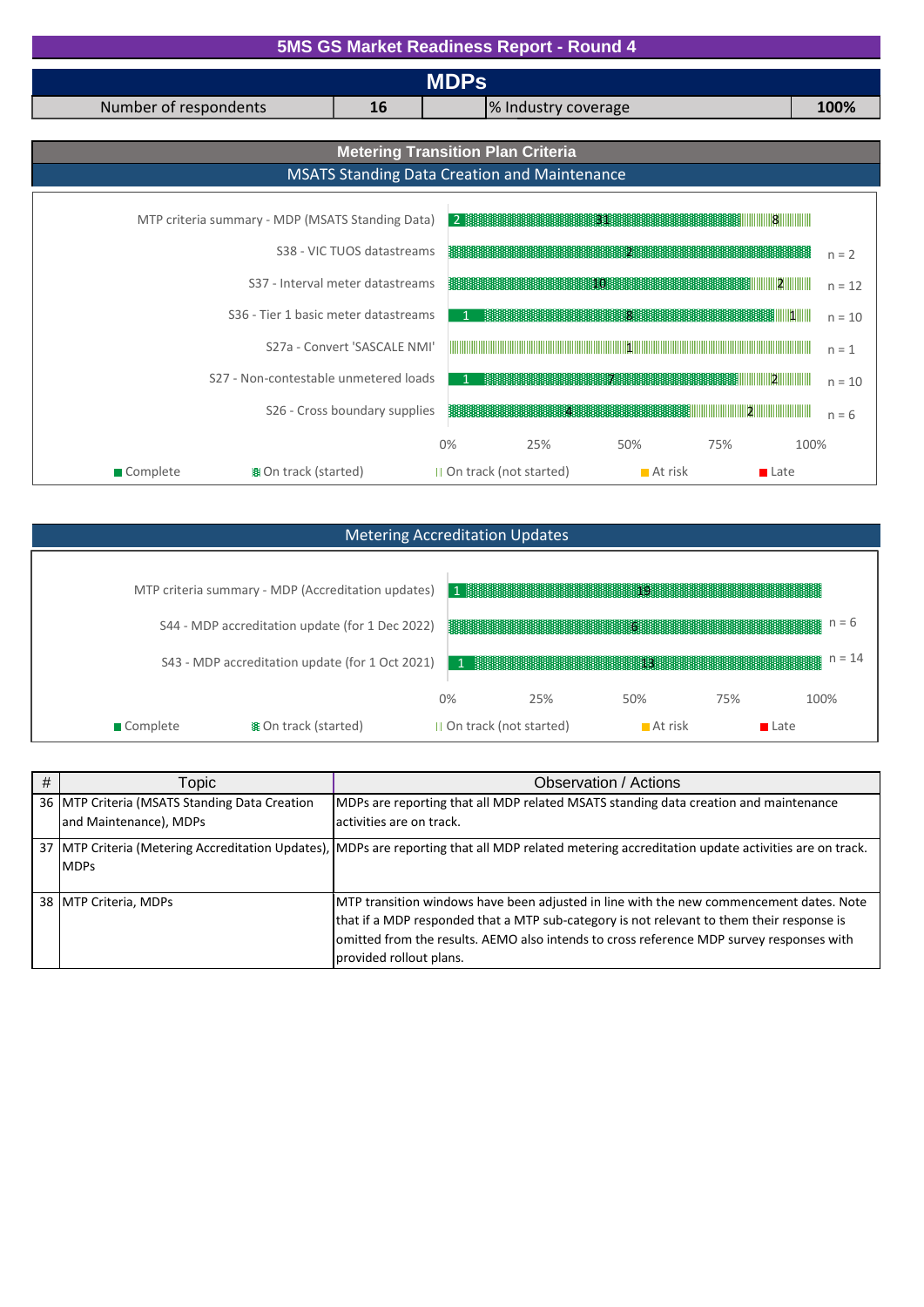# 5MS GS Market Readiness Report - Round 4

## MDPs

| Number of respondents | 16 | % Industry coverage | 100% |
|---|---|---|---|

## Metering Transition Plan Criteria

### MSATS Standing Data Creation and Maintenance

| Criteria | Complete | On track (started) | On track (not started) | At risk | Late | n |
|---|---|---|---|---|---|---|
| MTP criteria summary - MDP (MSATS Standing Data) | 2 | 31 | 8 | | | |
| S38 - VIC TUOS datastreams | | 2 | | | | n = 2 |
| S37 - Interval meter datastreams | | 10 | 2 | | | n = 12 |
| S36 - Tier 1 basic meter datastreams | 1 | 8 | 1 | | | n = 10 |
| S27a - Convert 'SASCALE NMI' | | | 1 | | | n = 1 |
| S27 - Non-contestable unmetered loads | 1 | 7 | 2 | | | n = 10 |
| S26 - Cross boundary supplies | | 4 | 2 | | | n = 6 |

### Metering Accreditation Updates

| Criteria | Complete | On track (started) | On track (not started) | At risk | Late | n |
|---|---|---|---|---|---|---|
| MTP criteria summary - MDP (Accreditation updates) | 1 | 19 | | | | |
| S44 - MDP accreditation update (for 1 Dec 2022) | | 6 | | | | n = 6 |
| S43 - MDP accreditation update (for 1 Oct 2021) | 1 | 13 | | | | n = 14 |

| # | Topic | Observation / Actions |
|---|---|---|
| 36 | MTP Criteria (MSATS Standing Data Creation and Maintenance), MDPs | MDPs are reporting that all MDP related MSATS standing data creation and maintenance activities are on track. |
| 37 | MTP Criteria (Metering Accreditation Updates), MDPs | MDPs are reporting that all MDP related metering accreditation update activities are on track. |
| 38 | MTP Criteria, MDPs | MTP transition windows have been adjusted in line with the new commencement dates. Note that if a MDP responded that a MTP sub-category is not relevant to them their response is omitted from the results. AEMO also intends to cross reference MDP survey responses with provided rollout plans. |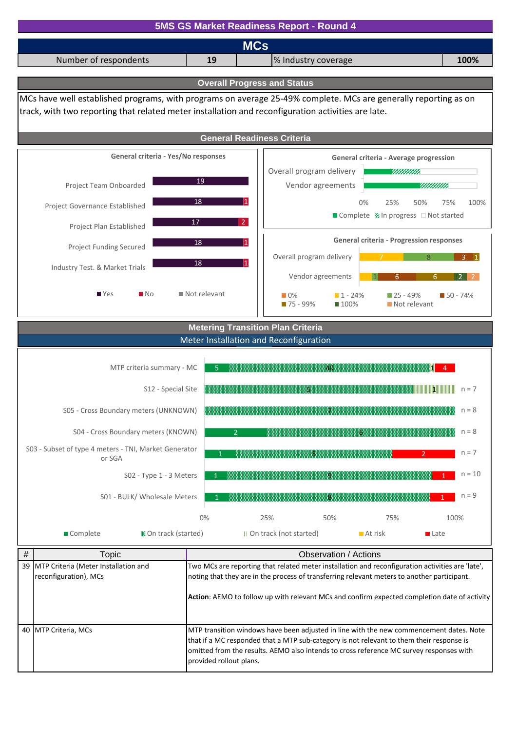# 5MS GS Market Readiness Report - Round 4

## MCs

| Number of respondents | 19 | % Industry coverage | 100% |
|---|---|---|---|

### Overall Progress and Status

MCs have well established programs, with programs on average 25-49% complete. MCs are generally reporting as on track, with two reporting that related meter installation and reconfiguration activities are late.

### General Readiness Criteria

**General criteria - Yes/No responses**

| Criteria | Yes | No | Not relevant |
|---|---|---|---|
| Project Team Onboarded | 19 | | |
| Project Governance Established | 18 | 1 | |
| Project Plan Established | 17 | 2 | |
| Project Funding Secured | 18 | 1 | |
| Industry Test. & Market Trials | 18 | 1 | |

**General criteria - Average progression**

Overall program delivery; Vendor agreements (Complete / In progress / Not started; 0% – 100%)

**General criteria - Progression responses**

| Criteria | 0% | 1 - 24% | 25 - 49% | 50 - 74% | 75 - 99% | 100% | Not relevant |
|---|---|---|---|---|---|---|---|
| Overall program delivery | | 7 | 8 | 3 | 1 | | |
| Vendor agreements | | 1 | 1 | 6 | 6 | 2 | 2 |

### Metering Transition Plan Criteria

#### Meter Installation and Reconfiguration

| Criteria | Complete | On track (started) | On track (not started) | At risk | Late | n |
|---|---|---|---|---|---|---|
| MTP criteria summary - MC | 5 | 40 | | 1 | 4 | |
| S12 - Special Site | | 5 | 1 | | | n = 7 |
| S05 - Cross Boundary meters (UNKNOWN) | | 7 | | | | n = 8 |
| S04 - Cross Boundary meters (KNOWN) | 2 | 6 | | | | n = 8 |
| S03 - Subset of type 4 meters - TNI, Market Generator or SGA | 1 | 5 | | | 2 | n = 7 |
| S02 - Type 1 - 3 Meters | 1 | 9 | | | 1 | n = 10 |
| S01 - BULK/ Wholesale Meters | 1 | 8 | | | 1 | n = 9 |

| # | Topic | Observation / Actions |
|---|---|---|
| 39 | MTP Criteria (Meter Installation and reconfiguration), MCs | Two MCs are reporting that related meter installation and reconfiguration activities are 'late', noting that they are in the process of transferring relevant meters to another participant.<br><br>**Action**: AEMO to follow up with relevant MCs and confirm expected completion date of activity |
| 40 | MTP Criteria, MCs | MTP transition windows have been adjusted in line with the new commencement dates. Note that if a MC responded that a MTP sub-category is not relevant to them their response is omitted from the results. AEMO also intends to cross reference MC survey responses with provided rollout plans. |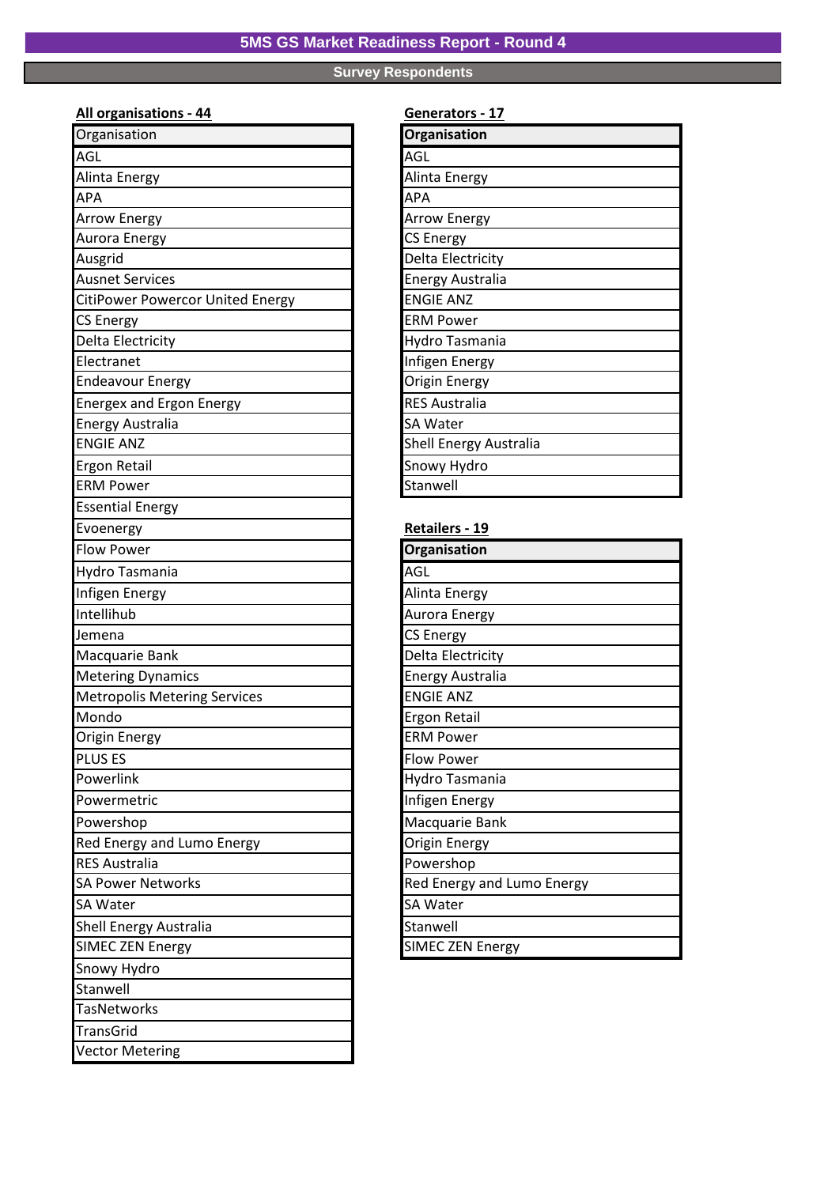# 5MS GS Market Readiness Report - Round 4

## Survey Respondents

**All organisations - 44**

| Organisation |
|---|
| AGL |
| Alinta Energy |
| APA |
| Arrow Energy |
| Aurora Energy |
| Ausgrid |
| Ausnet Services |
| CitiPower Powercor United Energy |
| CS Energy |
| Delta Electricity |
| Electranet |
| Endeavour Energy |
| Energex and Ergon Energy |
| Energy Australia |
| ENGIE ANZ |
| Ergon Retail |
| ERM Power |
| Essential Energy |
| Evoenergy |
| Flow Power |
| Hydro Tasmania |
| Infigen Energy |
| Intellihub |
| Jemena |
| Macquarie Bank |
| Metering Dynamics |
| Metropolis Metering Services |
| Mondo |
| Origin Energy |
| PLUS ES |
| Powerlink |
| Powermetric |
| Powershop |
| Red Energy and Lumo Energy |
| RES Australia |
| SA Power Networks |
| SA Water |
| Shell Energy Australia |
| SIMEC ZEN Energy |
| Snowy Hydro |
| Stanwell |
| TasNetworks |
| TransGrid |
| Vector Metering |

**Generators - 17**

| Organisation |
|---|
| AGL |
| Alinta Energy |
| APA |
| Arrow Energy |
| CS Energy |
| Delta Electricity |
| Energy Australia |
| ENGIE ANZ |
| ERM Power |
| Hydro Tasmania |
| Infigen Energy |
| Origin Energy |
| RES Australia |
| SA Water |
| Shell Energy Australia |
| Snowy Hydro |
| Stanwell |

**Retailers - 19**

| Organisation |
|---|
| AGL |
| Alinta Energy |
| Aurora Energy |
| CS Energy |
| Delta Electricity |
| Energy Australia |
| ENGIE ANZ |
| Ergon Retail |
| ERM Power |
| Flow Power |
| Hydro Tasmania |
| Infigen Energy |
| Macquarie Bank |
| Origin Energy |
| Powershop |
| Red Energy and Lumo Energy |
| SA Water |
| Stanwell |
| SIMEC ZEN Energy |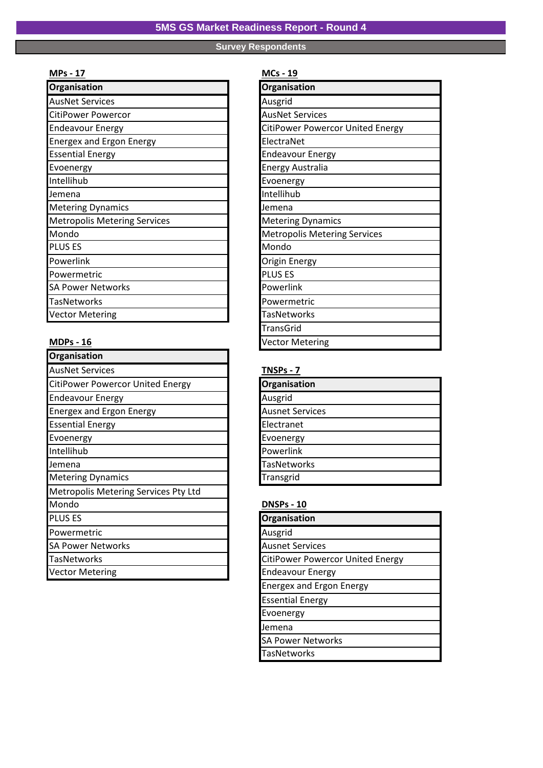# 5MS GS Market Readiness Report - Round 4

## Survey Respondents

**MPs - 17**

| Organisation |
|---|
| AusNet Services |
| CitiPower Powercor |
| Endeavour Energy |
| Energex and Ergon Energy |
| Essential Energy |
| Evoenergy |
| Intellihub |
| Jemena |
| Metering Dynamics |
| Metropolis Metering Services |
| Mondo |
| PLUS ES |
| Powerlink |
| Powermetric |
| SA Power Networks |
| TasNetworks |
| Vector Metering |

**MDPs - 16**

| Organisation |
|---|
| AusNet Services |
| CitiPower Powercor United Energy |
| Endeavour Energy |
| Energex and Ergon Energy |
| Essential Energy |
| Evoenergy |
| Intellihub |
| Jemena |
| Metering Dynamics |
| Metropolis Metering Services Pty Ltd |
| Mondo |
| PLUS ES |
| Powermetric |
| SA Power Networks |
| TasNetworks |
| Vector Metering |

**MCs - 19**

| Organisation |
|---|
| Ausgrid |
| AusNet Services |
| CitiPower Powercor United Energy |
| ElectraNet |
| Endeavour Energy |
| Energy Australia |
| Evoenergy |
| Intellihub |
| Jemena |
| Metering Dynamics |
| Metropolis Metering Services |
| Mondo |
| Origin Energy |
| PLUS ES |
| Powerlink |
| Powermetric |
| TasNetworks |
| TransGrid |
| Vector Metering |

**TNSPs - 7**

| Organisation |
|---|
| Ausgrid |
| Ausnet Services |
| Electranet |
| Evoenergy |
| Powerlink |
| TasNetworks |
| Transgrid |

**DNSPs - 10**

| Organisation |
|---|
| Ausgrid |
| Ausnet Services |
| CitiPower Powercor United Energy |
| Endeavour Energy |
| Energex and Ergon Energy |
| Essential Energy |
| Evoenergy |
| Jemena |
| SA Power Networks |
| TasNetworks |